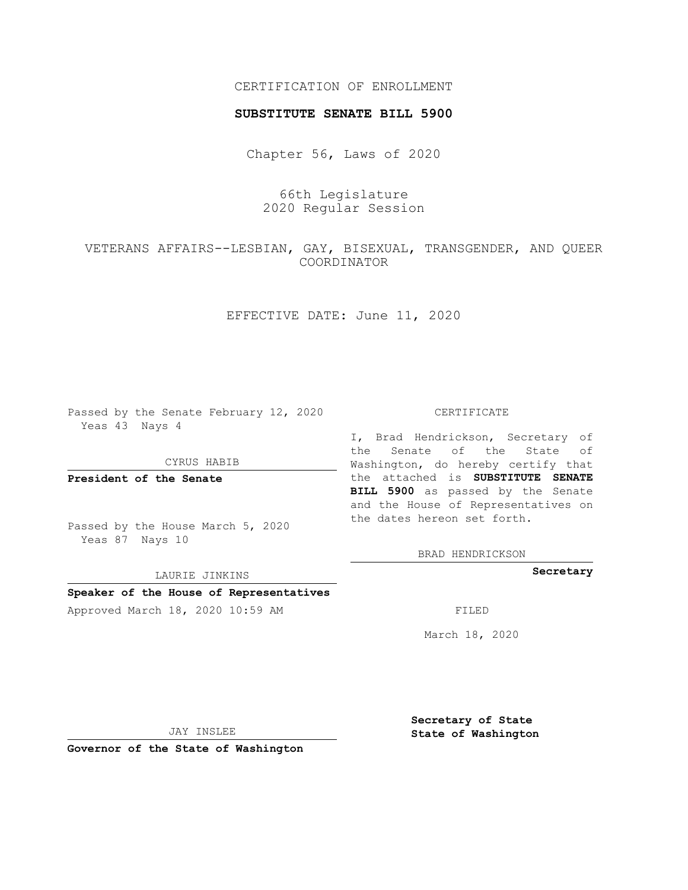CERTIFICATION OF ENROLLMENT

**SUBSTITUTE SENATE BILL 5900**

Chapter 56, Laws of 2020

66th Legislature
2020 Regular Session

VETERANS AFFAIRS--LESBIAN, GAY, BISEXUAL, TRANSGENDER, AND QUEER COORDINATOR

EFFECTIVE DATE: June 11, 2020

Passed by the Senate February 12, 2020
Yeas 43 Nays 4

CYRUS HABIB

**President of the Senate**

Passed by the House March 5, 2020
Yeas 87 Nays 10

LAURIE JINKINS

**Speaker of the House of Representatives**

Approved March 18, 2020 10:59 AM

JAY INSLEE

**Governor of the State of Washington**

CERTIFICATE

I, Brad Hendrickson, Secretary of the Senate of the State of Washington, do hereby certify that the attached is **SUBSTITUTE SENATE BILL 5900** as passed by the Senate and the House of Representatives on the dates hereon set forth.

BRAD HENDRICKSON

**Secretary**

FILED

March 18, 2020

**Secretary of State**
**State of Washington**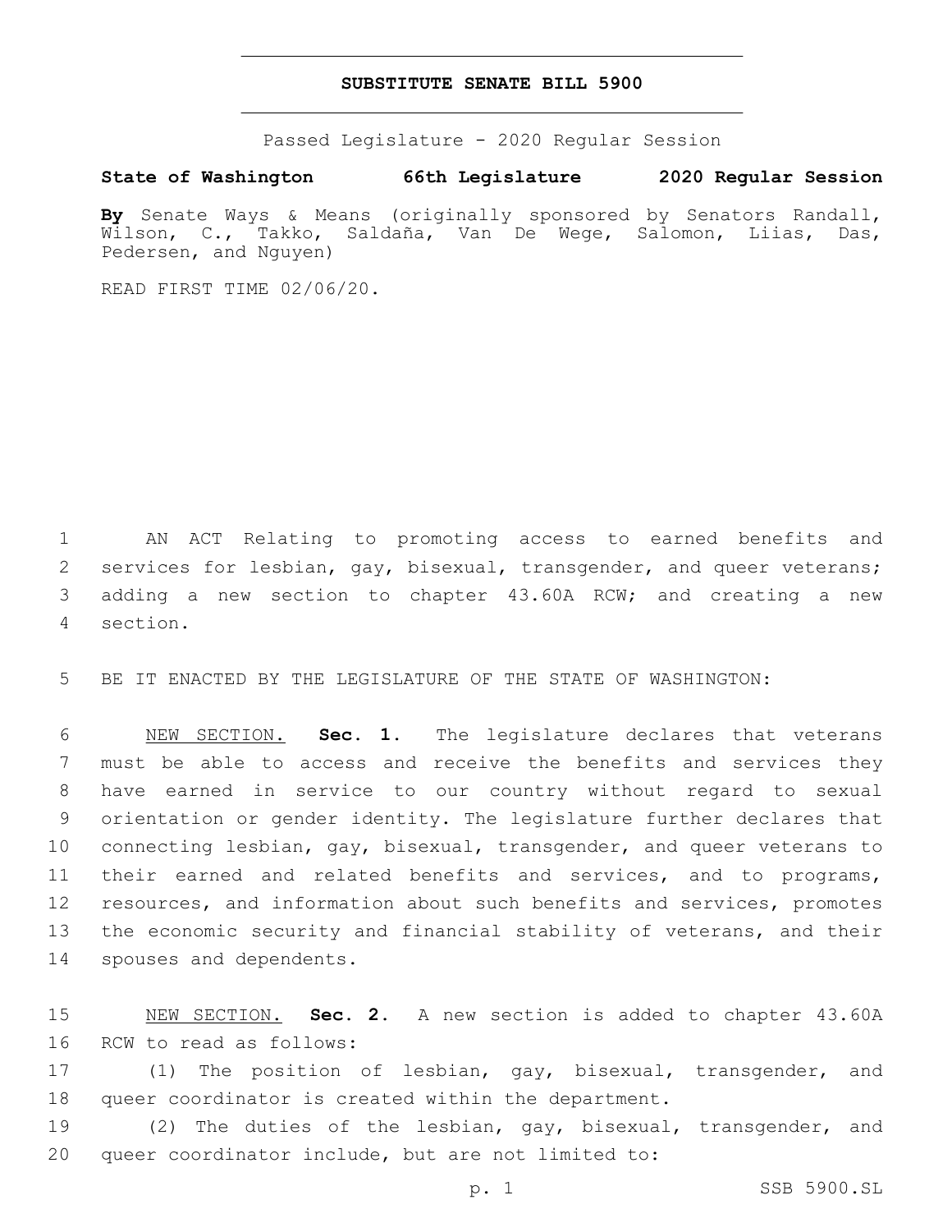# SUBSTITUTE SENATE BILL 5900

Passed Legislature - 2020 Regular Session

**State of Washington 66th Legislature 2020 Regular Session**

**By** Senate Ways & Means (originally sponsored by Senators Randall, Wilson, C., Takko, Saldaña, Van De Wege, Salomon, Liias, Das, Pedersen, and Nguyen)

READ FIRST TIME 02/06/20.

AN ACT Relating to promoting access to earned benefits and services for lesbian, gay, bisexual, transgender, and queer veterans; adding a new section to chapter 43.60A RCW; and creating a new section.

BE IT ENACTED BY THE LEGISLATURE OF THE STATE OF WASHINGTON:

NEW SECTION. **Sec. 1.** The legislature declares that veterans must be able to access and receive the benefits and services they have earned in service to our country without regard to sexual orientation or gender identity. The legislature further declares that connecting lesbian, gay, bisexual, transgender, and queer veterans to their earned and related benefits and services, and to programs, resources, and information about such benefits and services, promotes the economic security and financial stability of veterans, and their spouses and dependents.

NEW SECTION. **Sec. 2.** A new section is added to chapter 43.60A RCW to read as follows:

(1) The position of lesbian, gay, bisexual, transgender, and queer coordinator is created within the department.

(2) The duties of the lesbian, gay, bisexual, transgender, and queer coordinator include, but are not limited to: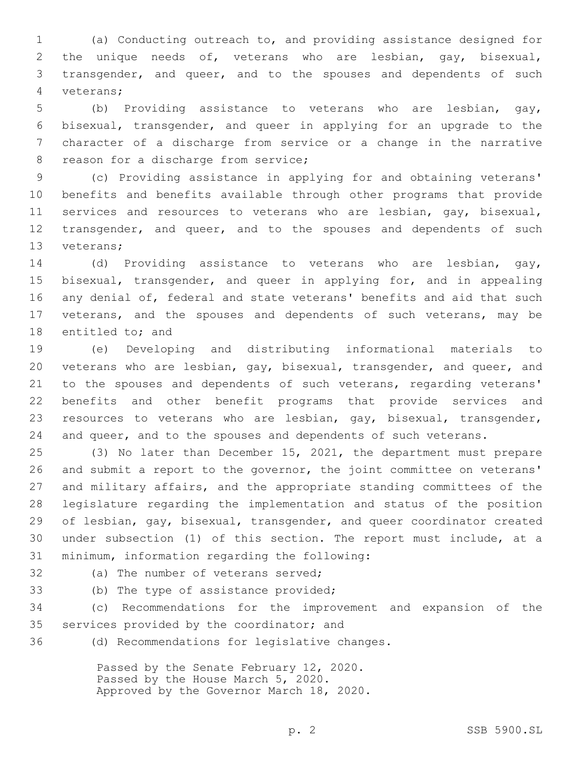(a) Conducting outreach to, and providing assistance designed for the unique needs of, veterans who are lesbian, gay, bisexual, transgender, and queer, and to the spouses and dependents of such veterans;

(b) Providing assistance to veterans who are lesbian, gay, bisexual, transgender, and queer in applying for an upgrade to the character of a discharge from service or a change in the narrative reason for a discharge from service;

(c) Providing assistance in applying for and obtaining veterans' benefits and benefits available through other programs that provide services and resources to veterans who are lesbian, gay, bisexual, transgender, and queer, and to the spouses and dependents of such veterans;

(d) Providing assistance to veterans who are lesbian, gay, bisexual, transgender, and queer in applying for, and in appealing any denial of, federal and state veterans' benefits and aid that such veterans, and the spouses and dependents of such veterans, may be entitled to; and

(e) Developing and distributing informational materials to veterans who are lesbian, gay, bisexual, transgender, and queer, and to the spouses and dependents of such veterans, regarding veterans' benefits and other benefit programs that provide services and resources to veterans who are lesbian, gay, bisexual, transgender, and queer, and to the spouses and dependents of such veterans.

(3) No later than December 15, 2021, the department must prepare and submit a report to the governor, the joint committee on veterans' and military affairs, and the appropriate standing committees of the legislature regarding the implementation and status of the position of lesbian, gay, bisexual, transgender, and queer coordinator created under subsection (1) of this section. The report must include, at a minimum, information regarding the following:

(a) The number of veterans served;

(b) The type of assistance provided;

(c) Recommendations for the improvement and expansion of the services provided by the coordinator; and

(d) Recommendations for legislative changes.

Passed by the Senate February 12, 2020.
Passed by the House March 5, 2020.
Approved by the Governor March 18, 2020.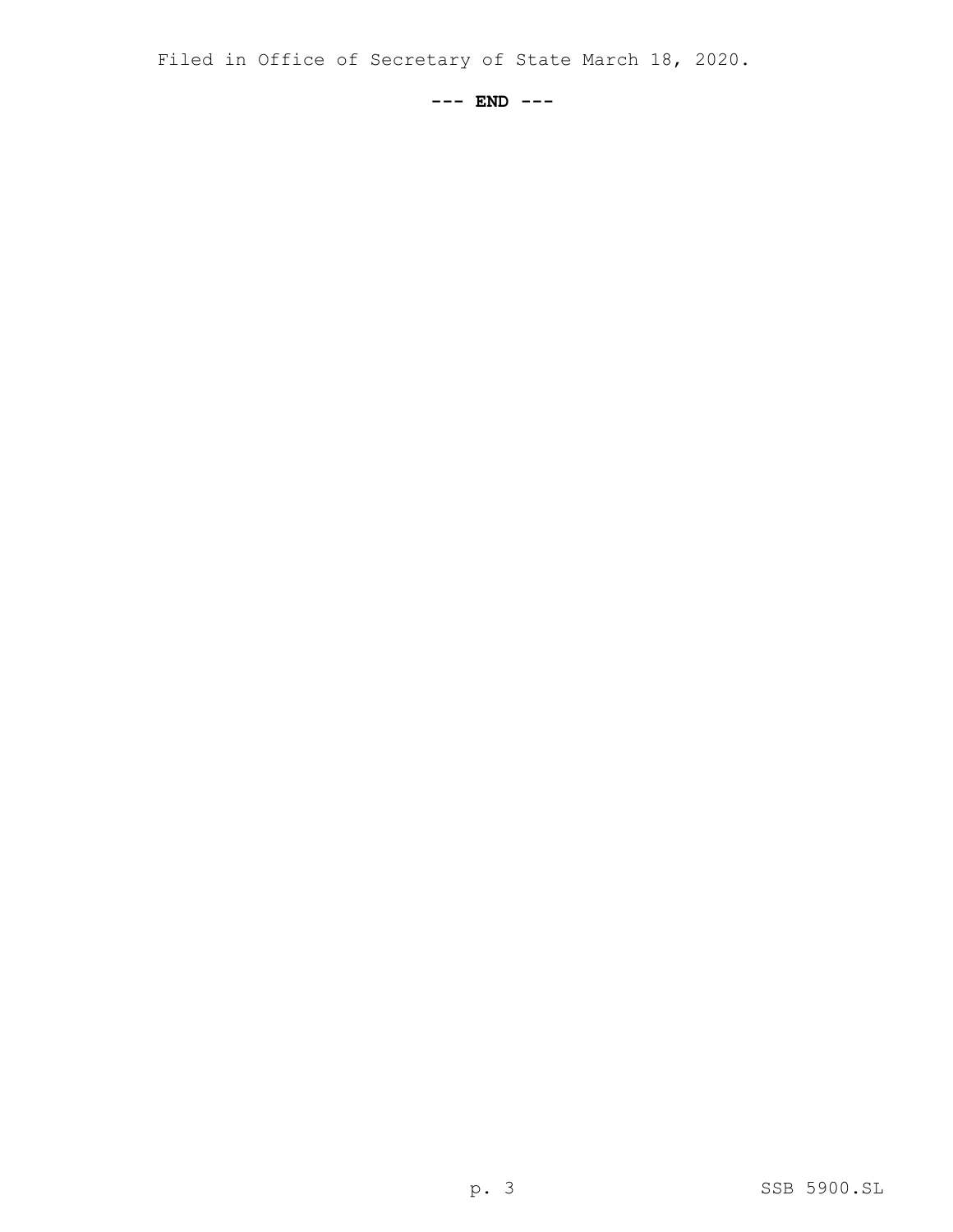Filed in Office of Secretary of State March 18, 2020.

**--- END ---**